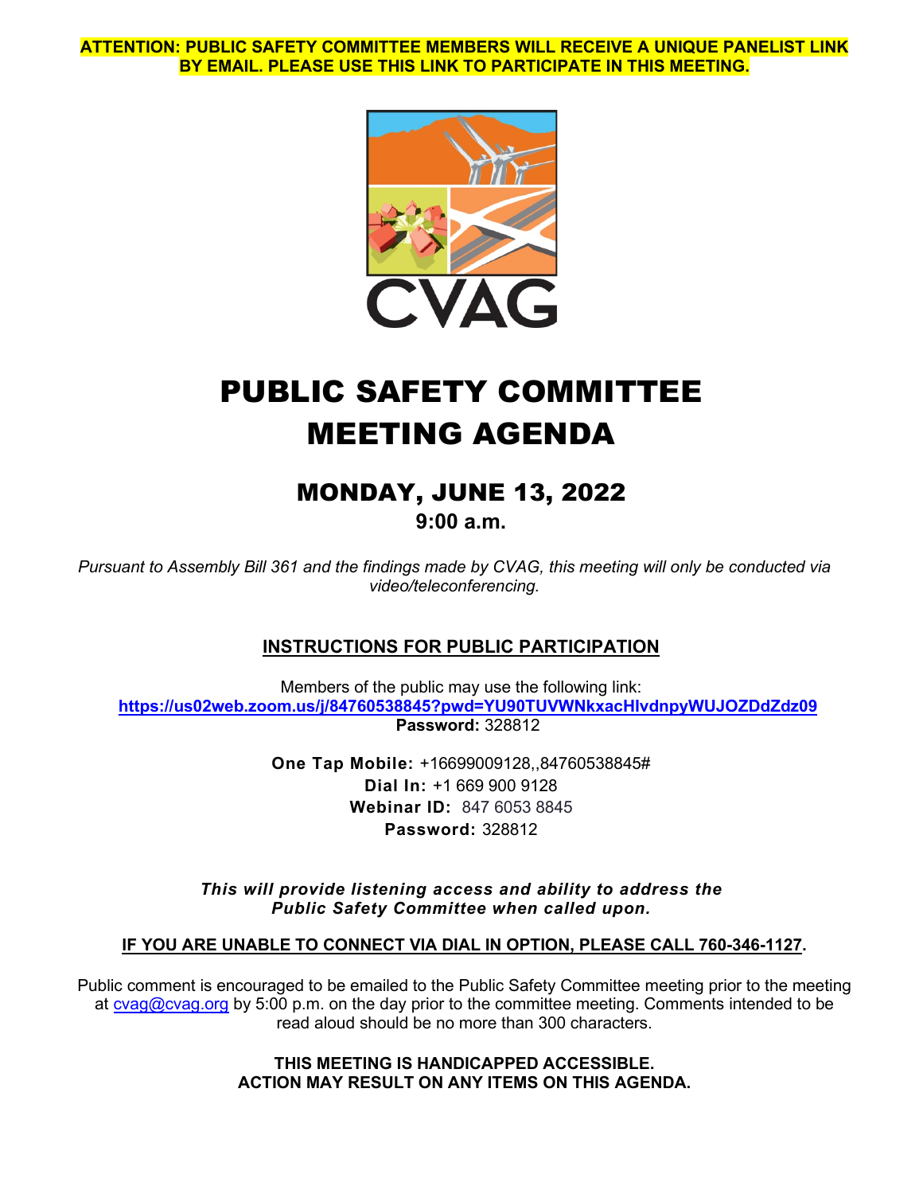**ATTENTION: PUBLIC SAFETY COMMITTEE MEMBERS WILL RECEIVE A UNIQUE PANELIST LINK BY EMAIL. PLEASE USE THIS LINK TO PARTICIPATE IN THIS MEETING.**

CVAG

# PUBLIC SAFETY COMMITTEE MEETING AGENDA

## MONDAY, JUNE 13, 2022

**9:00 a.m.**

*Pursuant to Assembly Bill 361 and the findings made by CVAG, this meeting will only be conducted via video/teleconferencing.*

### INSTRUCTIONS FOR PUBLIC PARTICIPATION

Members of the public may use the following link:
**https://us02web.zoom.us/j/84760538845?pwd=YU90TUVWNkxacHlvdnpyWUJOZDdZdz09**
**Password:** 328812

**One Tap Mobile:** +16699009128,,84760538845#
**Dial In:** +1 669 900 9128
**Webinar ID:** 847 6053 8845
**Password:** 328812

***This will provide listening access and ability to address the Public Safety Committee when called upon.***

**IF YOU ARE UNABLE TO CONNECT VIA DIAL IN OPTION, PLEASE CALL 760-346-1127.**

Public comment is encouraged to be emailed to the Public Safety Committee meeting prior to the meeting at cvag@cvag.org by 5:00 p.m. on the day prior to the committee meeting. Comments intended to be read aloud should be no more than 300 characters.

**THIS MEETING IS HANDICAPPED ACCESSIBLE.**
**ACTION MAY RESULT ON ANY ITEMS ON THIS AGENDA.**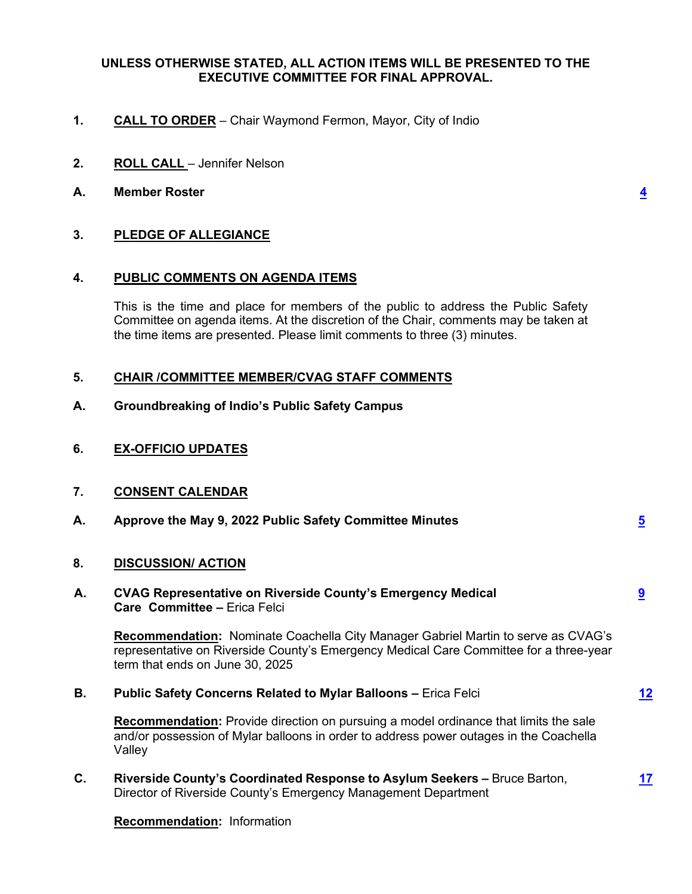**UNLESS OTHERWISE STATED, ALL ACTION ITEMS WILL BE PRESENTED TO THE EXECUTIVE COMMITTEE FOR FINAL APPROVAL.**

**1. CALL TO ORDER** – Chair Waymond Fermon, Mayor, City of Indio

**2. ROLL CALL** – Jennifer Nelson

**A. Member Roster** 4

**3. PLEDGE OF ALLEGIANCE**

**4. PUBLIC COMMENTS ON AGENDA ITEMS**

This is the time and place for members of the public to address the Public Safety Committee on agenda items. At the discretion of the Chair, comments may be taken at the time items are presented. Please limit comments to three (3) minutes.

**5. CHAIR /COMMITTEE MEMBER/CVAG STAFF COMMENTS**

**A. Groundbreaking of Indio's Public Safety Campus**

**6. EX-OFFICIO UPDATES**

**7. CONSENT CALENDAR**

**A. Approve the May 9, 2022 Public Safety Committee Minutes** 5

**8. DISCUSSION/ ACTION**

**A. CVAG Representative on Riverside County's Emergency Medical Care Committee –** Erica Felci 9

**Recommendation:** Nominate Coachella City Manager Gabriel Martin to serve as CVAG's representative on Riverside County's Emergency Medical Care Committee for a three-year term that ends on June 30, 2025

**B. Public Safety Concerns Related to Mylar Balloons –** Erica Felci 12

**Recommendation:** Provide direction on pursuing a model ordinance that limits the sale and/or possession of Mylar balloons in order to address power outages in the Coachella Valley

**C. Riverside County's Coordinated Response to Asylum Seekers –** Bruce Barton, Director of Riverside County's Emergency Management Department 17

**Recommendation:** Information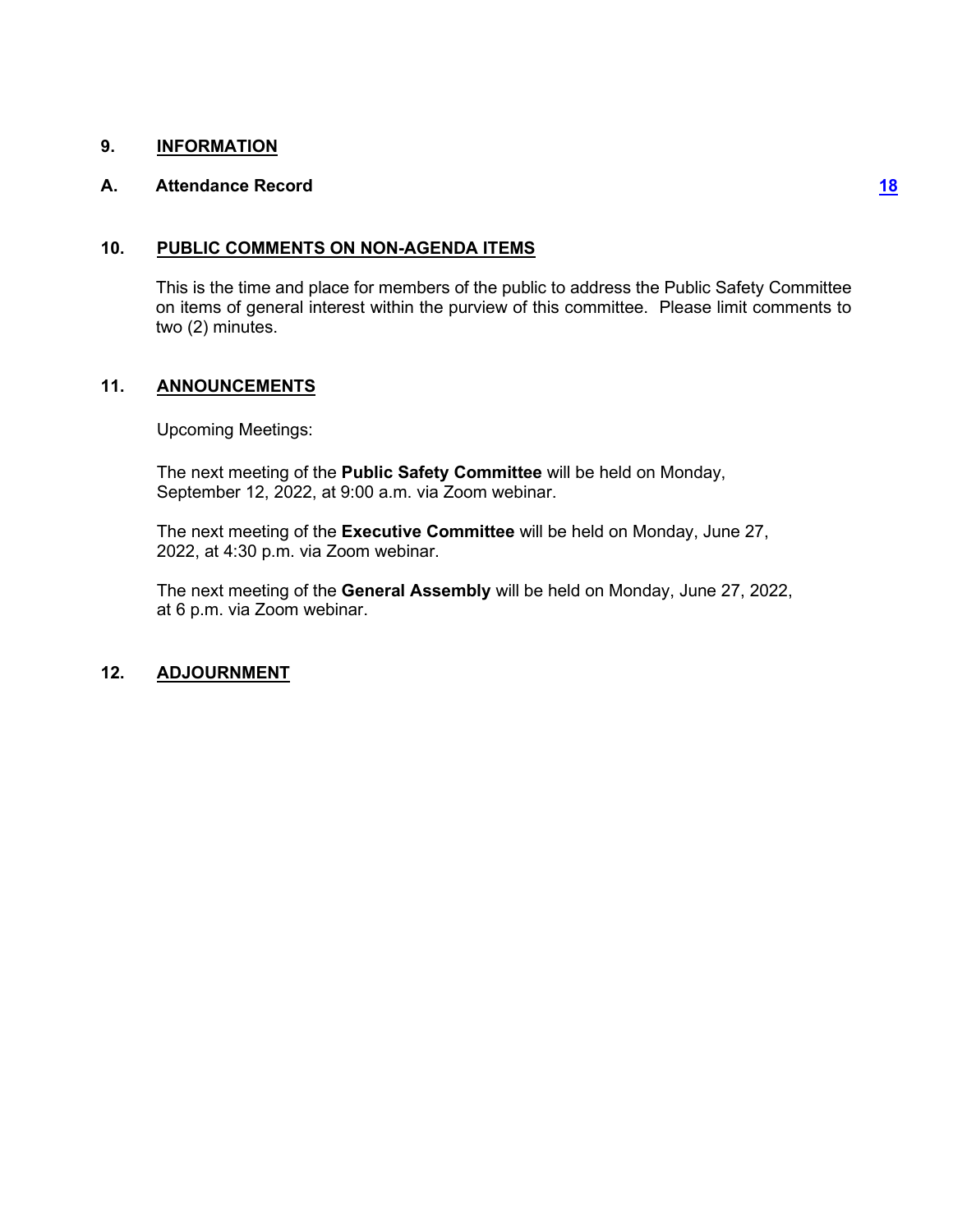## 9. INFORMATION

### A. Attendance Record

18

## 10. PUBLIC COMMENTS ON NON-AGENDA ITEMS

This is the time and place for members of the public to address the Public Safety Committee on items of general interest within the purview of this committee. Please limit comments to two (2) minutes.

## 11. ANNOUNCEMENTS

Upcoming Meetings:

The next meeting of the **Public Safety Committee** will be held on Monday, September 12, 2022, at 9:00 a.m. via Zoom webinar.

The next meeting of the **Executive Committee** will be held on Monday, June 27, 2022, at 4:30 p.m. via Zoom webinar.

The next meeting of the **General Assembly** will be held on Monday, June 27, 2022, at 6 p.m. via Zoom webinar.

## 12. ADJOURNMENT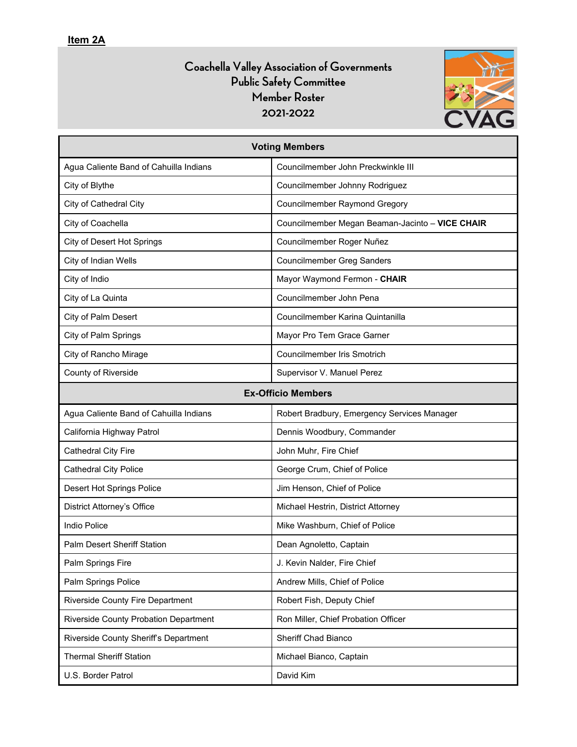**Item 2A**

# Coachella Valley Association of Governments
## Public Safety Committee
## Member Roster
## 2021-2022

| Voting Members | |
|---|---|
| Agua Caliente Band of Cahuilla Indians | Councilmember John Preckwinkle III |
| City of Blythe | Councilmember Johnny Rodriguez |
| City of Cathedral City | Councilmember Raymond Gregory |
| City of Coachella | Councilmember Megan Beaman-Jacinto – **VICE CHAIR** |
| City of Desert Hot Springs | Councilmember Roger Nuñez |
| City of Indian Wells | Councilmember Greg Sanders |
| City of Indio | Mayor Waymond Fermon - **CHAIR** |
| City of La Quinta | Councilmember John Pena |
| City of Palm Desert | Councilmember Karina Quintanilla |
| City of Palm Springs | Mayor Pro Tem Grace Garner |
| City of Rancho Mirage | Councilmember Iris Smotrich |
| County of Riverside | Supervisor V. Manuel Perez |
| **Ex-Officio Members** | |
| Agua Caliente Band of Cahuilla Indians | Robert Bradbury, Emergency Services Manager |
| California Highway Patrol | Dennis Woodbury, Commander |
| Cathedral City Fire | John Muhr, Fire Chief |
| Cathedral City Police | George Crum, Chief of Police |
| Desert Hot Springs Police | Jim Henson, Chief of Police |
| District Attorney's Office | Michael Hestrin, District Attorney |
| Indio Police | Mike Washburn, Chief of Police |
| Palm Desert Sheriff Station | Dean Agnoletto, Captain |
| Palm Springs Fire | J. Kevin Nalder, Fire Chief |
| Palm Springs Police | Andrew Mills, Chief of Police |
| Riverside County Fire Department | Robert Fish, Deputy Chief |
| Riverside County Probation Department | Ron Miller, Chief Probation Officer |
| Riverside County Sheriff's Department | Sheriff Chad Bianco |
| Thermal Sheriff Station | Michael Bianco, Captain |
| U.S. Border Patrol | David Kim |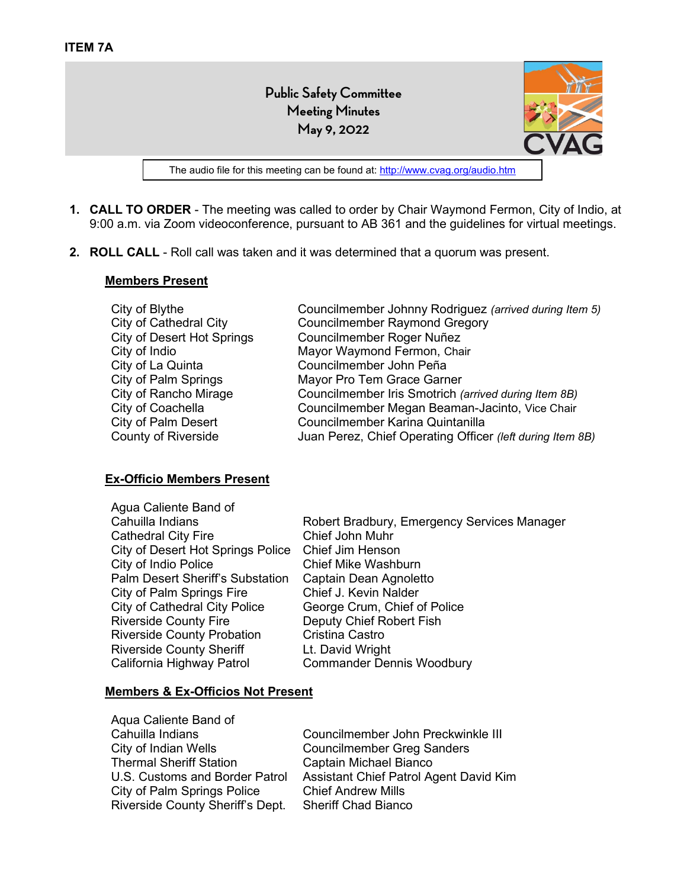**ITEM 7A**

# Public Safety Committee
## Meeting Minutes
## May 9, 2022

The audio file for this meeting can be found at: http://www.cvag.org/audio.htm

1. **CALL TO ORDER** - The meeting was called to order by Chair Waymond Fermon, City of Indio, at 9:00 a.m. via Zoom videoconference, pursuant to AB 361 and the guidelines for virtual meetings.

2. **ROLL CALL** - Roll call was taken and it was determined that a quorum was present.

**Members Present**

| | |
|---|---|
| City of Blythe | Councilmember Johnny Rodriguez *(arrived during Item 5)* |
| City of Cathedral City | Councilmember Raymond Gregory |
| City of Desert Hot Springs | Councilmember Roger Nuñez |
| City of Indio | Mayor Waymond Fermon, Chair |
| City of La Quinta | Councilmember John Peña |
| City of Palm Springs | Mayor Pro Tem Grace Garner |
| City of Rancho Mirage | Councilmember Iris Smotrich *(arrived during Item 8B)* |
| City of Coachella | Councilmember Megan Beaman-Jacinto, Vice Chair |
| City of Palm Desert | Councilmember Karina Quintanilla |
| County of Riverside | Juan Perez, Chief Operating Officer *(left during Item 8B)* |

**Ex-Officio Members Present**

| | |
|---|---|
| Agua Caliente Band of Cahuilla Indians | Robert Bradbury, Emergency Services Manager |
| Cathedral City Fire | Chief John Muhr |
| City of Desert Hot Springs Police | Chief Jim Henson |
| City of Indio Police | Chief Mike Washburn |
| Palm Desert Sheriff's Substation | Captain Dean Agnoletto |
| City of Palm Springs Fire | Chief J. Kevin Nalder |
| City of Cathedral City Police | George Crum, Chief of Police |
| Riverside County Fire | Deputy Chief Robert Fish |
| Riverside County Probation | Cristina Castro |
| Riverside County Sheriff | Lt. David Wright |
| California Highway Patrol | Commander Dennis Woodbury |

**Members & Ex-Officios Not Present**

| | |
|---|---|
| Aqua Caliente Band of Cahuilla Indians | Councilmember John Preckwinkle III |
| City of Indian Wells | Councilmember Greg Sanders |
| Thermal Sheriff Station | Captain Michael Bianco |
| U.S. Customs and Border Patrol | Assistant Chief Patrol Agent David Kim |
| City of Palm Springs Police | Chief Andrew Mills |
| Riverside County Sheriff's Dept. | Sheriff Chad Bianco |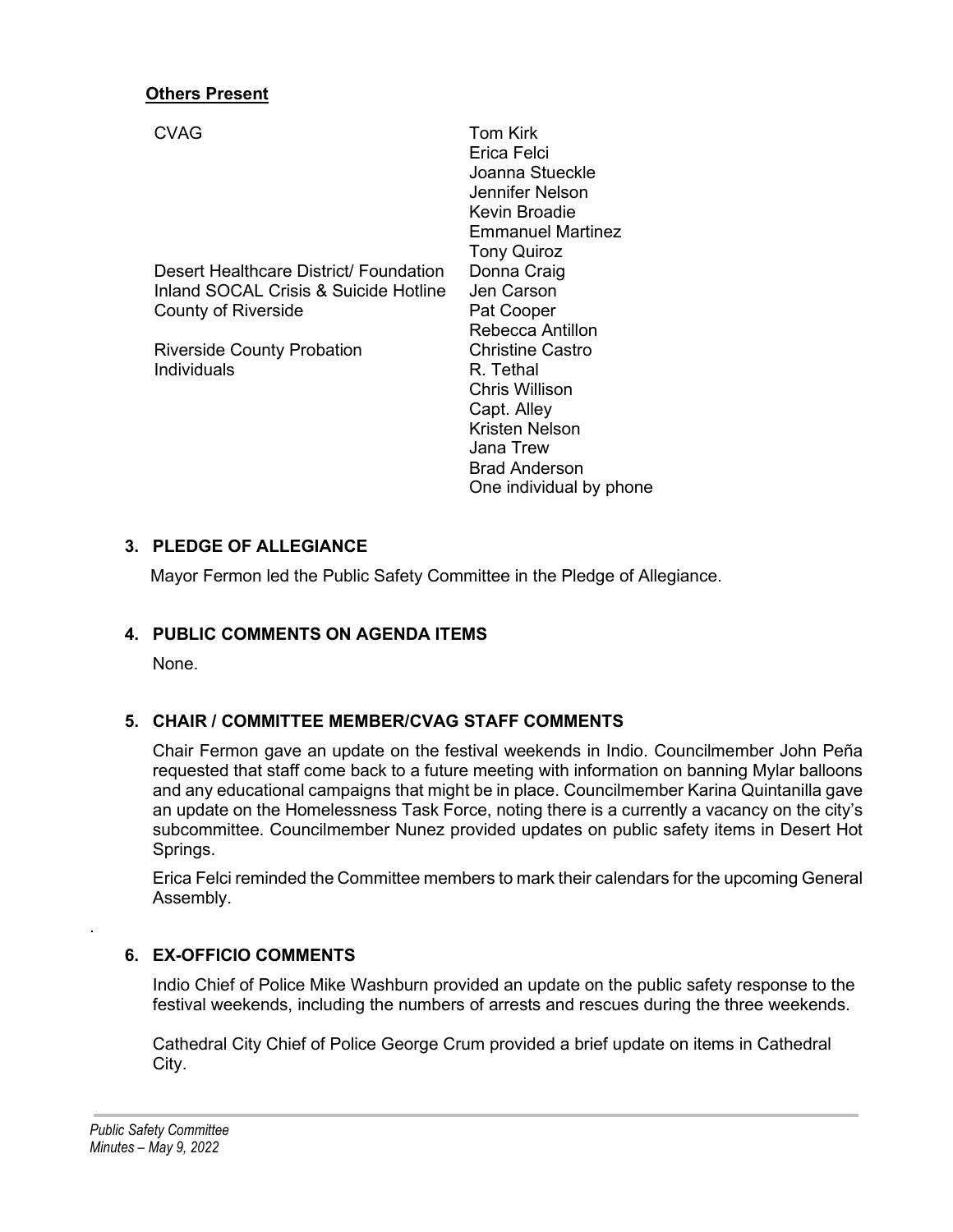**Others Present**

| | |
|---|---|
| CVAG | Tom Kirk |
| | Erica Felci |
| | Joanna Stueckle |
| | Jennifer Nelson |
| | Kevin Broadie |
| | Emmanuel Martinez |
| | Tony Quiroz |
| Desert Healthcare District/ Foundation | Donna Craig |
| Inland SOCAL Crisis & Suicide Hotline | Jen Carson |
| County of Riverside | Pat Cooper |
| | Rebecca Antillon |
| Riverside County Probation | Christine Castro |
| Individuals | R. Tethal |
| | Chris Willison |
| | Capt. Alley |
| | Kristen Nelson |
| | Jana Trew |
| | Brad Anderson |
| | One individual by phone |

## 3. PLEDGE OF ALLEGIANCE

Mayor Fermon led the Public Safety Committee in the Pledge of Allegiance.

## 4. PUBLIC COMMENTS ON AGENDA ITEMS

None.

## 5. CHAIR / COMMITTEE MEMBER/CVAG STAFF COMMENTS

Chair Fermon gave an update on the festival weekends in Indio. Councilmember John Peña requested that staff come back to a future meeting with information on banning Mylar balloons and any educational campaigns that might be in place. Councilmember Karina Quintanilla gave an update on the Homelessness Task Force, noting there is a currently a vacancy on the city's subcommittee. Councilmember Nunez provided updates on public safety items in Desert Hot Springs.

Erica Felci reminded the Committee members to mark their calendars for the upcoming General Assembly.

.

## 6. EX-OFFICIO COMMENTS

Indio Chief of Police Mike Washburn provided an update on the public safety response to the festival weekends, including the numbers of arrests and rescues during the three weekends.

Cathedral City Chief of Police George Crum provided a brief update on items in Cathedral City.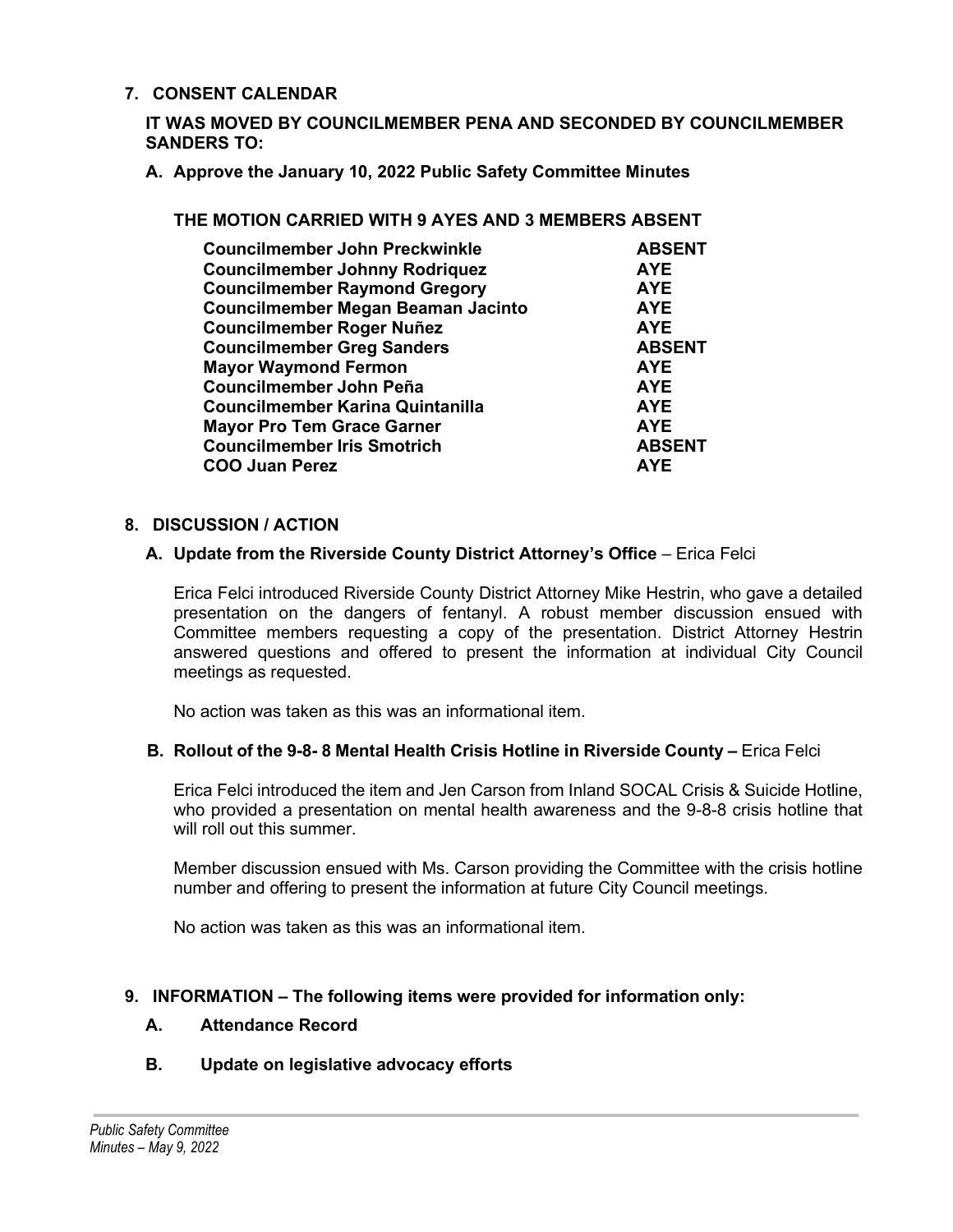## 7. CONSENT CALENDAR

**IT WAS MOVED BY COUNCILMEMBER PENA AND SECONDED BY COUNCILMEMBER SANDERS TO:**

**A. Approve the January 10, 2022 Public Safety Committee Minutes**

**THE MOTION CARRIED WITH 9 AYES AND 3 MEMBERS ABSENT**

| | |
|---|---|
| **Councilmember John Preckwinkle** | **ABSENT** |
| **Councilmember Johnny Rodriquez** | **AYE** |
| **Councilmember Raymond Gregory** | **AYE** |
| **Councilmember Megan Beaman Jacinto** | **AYE** |
| **Councilmember Roger Nuñez** | **AYE** |
| **Councilmember Greg Sanders** | **ABSENT** |
| **Mayor Waymond Fermon** | **AYE** |
| **Councilmember John Peña** | **AYE** |
| **Councilmember Karina Quintanilla** | **AYE** |
| **Mayor Pro Tem Grace Garner** | **AYE** |
| **Councilmember Iris Smotrich** | **ABSENT** |
| **COO Juan Perez** | **AYE** |

## 8. DISCUSSION / ACTION

**A. Update from the Riverside County District Attorney's Office** – Erica Felci

Erica Felci introduced Riverside County District Attorney Mike Hestrin, who gave a detailed presentation on the dangers of fentanyl. A robust member discussion ensued with Committee members requesting a copy of the presentation. District Attorney Hestrin answered questions and offered to present the information at individual City Council meetings as requested.

No action was taken as this was an informational item.

**B. Rollout of the 9-8- 8 Mental Health Crisis Hotline in Riverside County –** Erica Felci

Erica Felci introduced the item and Jen Carson from Inland SOCAL Crisis & Suicide Hotline, who provided a presentation on mental health awareness and the 9-8-8 crisis hotline that will roll out this summer.

Member discussion ensued with Ms. Carson providing the Committee with the crisis hotline number and offering to present the information at future City Council meetings.

No action was taken as this was an informational item.

## 9. INFORMATION – The following items were provided for information only:

**A. Attendance Record**

**B. Update on legislative advocacy efforts**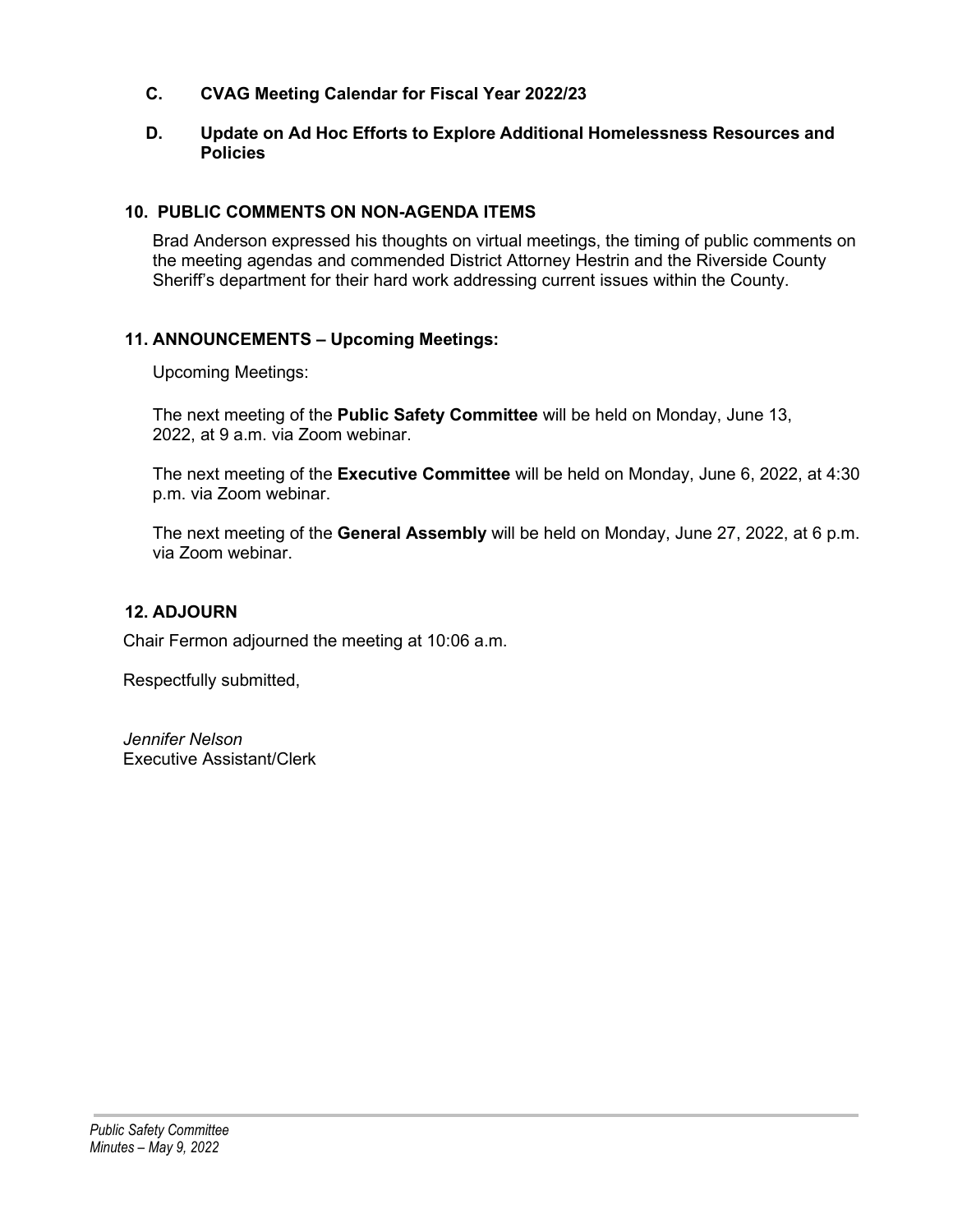**C. CVAG Meeting Calendar for Fiscal Year 2022/23**

**D. Update on Ad Hoc Efforts to Explore Additional Homelessness Resources and Policies**

## 10. PUBLIC COMMENTS ON NON-AGENDA ITEMS

Brad Anderson expressed his thoughts on virtual meetings, the timing of public comments on the meeting agendas and commended District Attorney Hestrin and the Riverside County Sheriff's department for their hard work addressing current issues within the County.

## 11. ANNOUNCEMENTS – Upcoming Meetings:

Upcoming Meetings:

The next meeting of the **Public Safety Committee** will be held on Monday, June 13, 2022, at 9 a.m. via Zoom webinar.

The next meeting of the **Executive Committee** will be held on Monday, June 6, 2022, at 4:30 p.m. via Zoom webinar.

The next meeting of the **General Assembly** will be held on Monday, June 27, 2022, at 6 p.m. via Zoom webinar.

## 12. ADJOURN

Chair Fermon adjourned the meeting at 10:06 a.m.

Respectfully submitted,

*Jennifer Nelson*
Executive Assistant/Clerk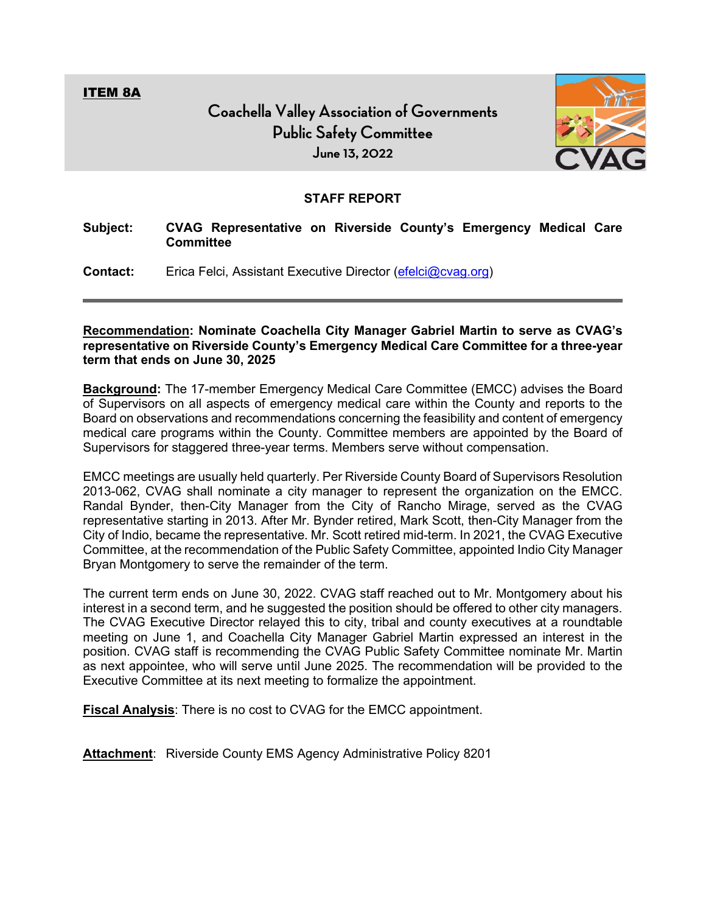**ITEM 8A**

# Coachella Valley Association of Governments
## Public Safety Committee
### June 13, 2022

**STAFF REPORT**

**Subject:** **CVAG Representative on Riverside County's Emergency Medical Care Committee**

**Contact:** Erica Felci, Assistant Executive Director (efelci@cvag.org)

---

**Recommendation: Nominate Coachella City Manager Gabriel Martin to serve as CVAG's representative on Riverside County's Emergency Medical Care Committee for a three-year term that ends on June 30, 2025**

**Background:** The 17-member Emergency Medical Care Committee (EMCC) advises the Board of Supervisors on all aspects of emergency medical care within the County and reports to the Board on observations and recommendations concerning the feasibility and content of emergency medical care programs within the County. Committee members are appointed by the Board of Supervisors for staggered three-year terms. Members serve without compensation.

EMCC meetings are usually held quarterly. Per Riverside County Board of Supervisors Resolution 2013-062, CVAG shall nominate a city manager to represent the organization on the EMCC. Randal Bynder, then-City Manager from the City of Rancho Mirage, served as the CVAG representative starting in 2013. After Mr. Bynder retired, Mark Scott, then-City Manager from the City of Indio, became the representative. Mr. Scott retired mid-term. In 2021, the CVAG Executive Committee, at the recommendation of the Public Safety Committee, appointed Indio City Manager Bryan Montgomery to serve the remainder of the term.

The current term ends on June 30, 2022. CVAG staff reached out to Mr. Montgomery about his interest in a second term, and he suggested the position should be offered to other city managers. The CVAG Executive Director relayed this to city, tribal and county executives at a roundtable meeting on June 1, and Coachella City Manager Gabriel Martin expressed an interest in the position. CVAG staff is recommending the CVAG Public Safety Committee nominate Mr. Martin as next appointee, who will serve until June 2025. The recommendation will be provided to the Executive Committee at its next meeting to formalize the appointment.

**Fiscal Analysis**: There is no cost to CVAG for the EMCC appointment.

**Attachment**: Riverside County EMS Agency Administrative Policy 8201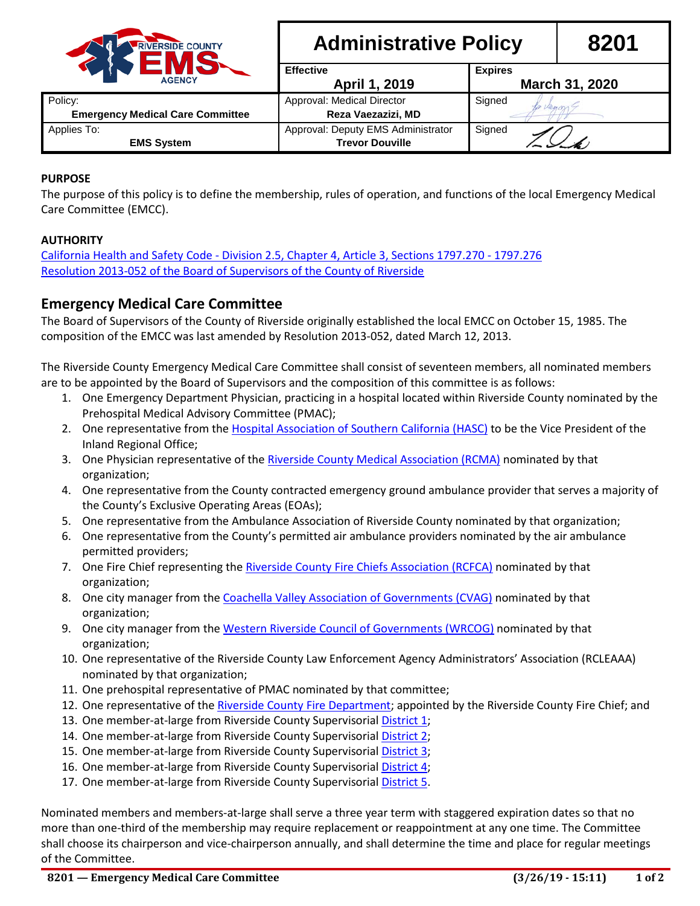| Administrative Policy | | 8201 |
| --- | --- | --- |
| | **Effective** April 1, 2019 | **Expires** March 31, 2020 |
| Policy: **Emergency Medical Care Committee** | Approval: Medical Director **Reza Vaezazizi, MD** | Signed |
| Applies To: **EMS System** | Approval: Deputy EMS Administrator **Trevor Douville** | Signed |

**PURPOSE**

The purpose of this policy is to define the membership, rules of operation, and functions of the local Emergency Medical Care Committee (EMCC).

**AUTHORITY**

California Health and Safety Code - Division 2.5, Chapter 4, Article 3, Sections 1797.270 - 1797.276
Resolution 2013-052 of the Board of Supervisors of the County of Riverside

## Emergency Medical Care Committee

The Board of Supervisors of the County of Riverside originally established the local EMCC on October 15, 1985. The composition of the EMCC was last amended by Resolution 2013-052, dated March 12, 2013.

The Riverside County Emergency Medical Care Committee shall consist of seventeen members, all nominated members are to be appointed by the Board of Supervisors and the composition of this committee is as follows:

1. One Emergency Department Physician, practicing in a hospital located within Riverside County nominated by the Prehospital Medical Advisory Committee (PMAC);
2. One representative from the Hospital Association of Southern California (HASC) to be the Vice President of the Inland Regional Office;
3. One Physician representative of the Riverside County Medical Association (RCMA) nominated by that organization;
4. One representative from the County contracted emergency ground ambulance provider that serves a majority of the County's Exclusive Operating Areas (EOAs);
5. One representative from the Ambulance Association of Riverside County nominated by that organization;
6. One representative from the County's permitted air ambulance providers nominated by the air ambulance permitted providers;
7. One Fire Chief representing the Riverside County Fire Chiefs Association (RCFCA) nominated by that organization;
8. One city manager from the Coachella Valley Association of Governments (CVAG) nominated by that organization;
9. One city manager from the Western Riverside Council of Governments (WRCOG) nominated by that organization;
10. One representative of the Riverside County Law Enforcement Agency Administrators' Association (RCLEAAA) nominated by that organization;
11. One prehospital representative of PMAC nominated by that committee;
12. One representative of the Riverside County Fire Department; appointed by the Riverside County Fire Chief; and
13. One member-at-large from Riverside County Supervisorial District 1;
14. One member-at-large from Riverside County Supervisorial District 2;
15. One member-at-large from Riverside County Supervisorial District 3;
16. One member-at-large from Riverside County Supervisorial District 4;
17. One member-at-large from Riverside County Supervisorial District 5.

Nominated members and members-at-large shall serve a three year term with staggered expiration dates so that no more than one-third of the membership may require replacement or reappointment at any one time. The Committee shall choose its chairperson and vice-chairperson annually, and shall determine the time and place for regular meetings of the Committee.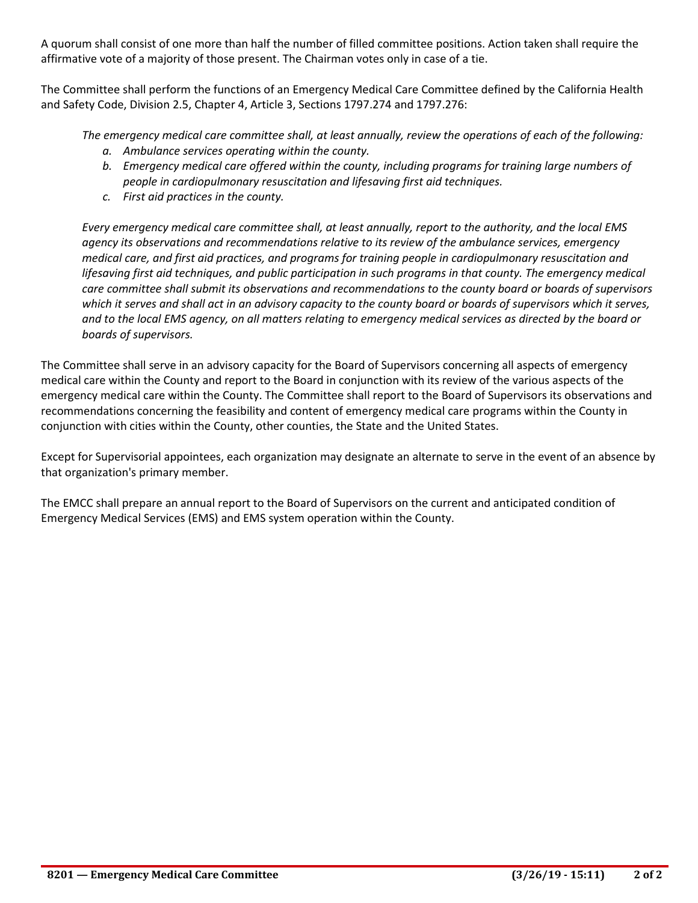A quorum shall consist of one more than half the number of filled committee positions. Action taken shall require the affirmative vote of a majority of those present. The Chairman votes only in case of a tie.

The Committee shall perform the functions of an Emergency Medical Care Committee defined by the California Health and Safety Code, Division 2.5, Chapter 4, Article 3, Sections 1797.274 and 1797.276:

> *The emergency medical care committee shall, at least annually, review the operations of each of the following:*
>
> *a. Ambulance services operating within the county.*
> *b. Emergency medical care offered within the county, including programs for training large numbers of people in cardiopulmonary resuscitation and lifesaving first aid techniques.*
> *c. First aid practices in the county.*
>
> *Every emergency medical care committee shall, at least annually, report to the authority, and the local EMS agency its observations and recommendations relative to its review of the ambulance services, emergency medical care, and first aid practices, and programs for training people in cardiopulmonary resuscitation and lifesaving first aid techniques, and public participation in such programs in that county. The emergency medical care committee shall submit its observations and recommendations to the county board or boards of supervisors which it serves and shall act in an advisory capacity to the county board or boards of supervisors which it serves, and to the local EMS agency, on all matters relating to emergency medical services as directed by the board or boards of supervisors.*

The Committee shall serve in an advisory capacity for the Board of Supervisors concerning all aspects of emergency medical care within the County and report to the Board in conjunction with its review of the various aspects of the emergency medical care within the County. The Committee shall report to the Board of Supervisors its observations and recommendations concerning the feasibility and content of emergency medical care programs within the County in conjunction with cities within the County, other counties, the State and the United States.

Except for Supervisorial appointees, each organization may designate an alternate to serve in the event of an absence by that organization's primary member.

The EMCC shall prepare an annual report to the Board of Supervisors on the current and anticipated condition of Emergency Medical Services (EMS) and EMS system operation within the County.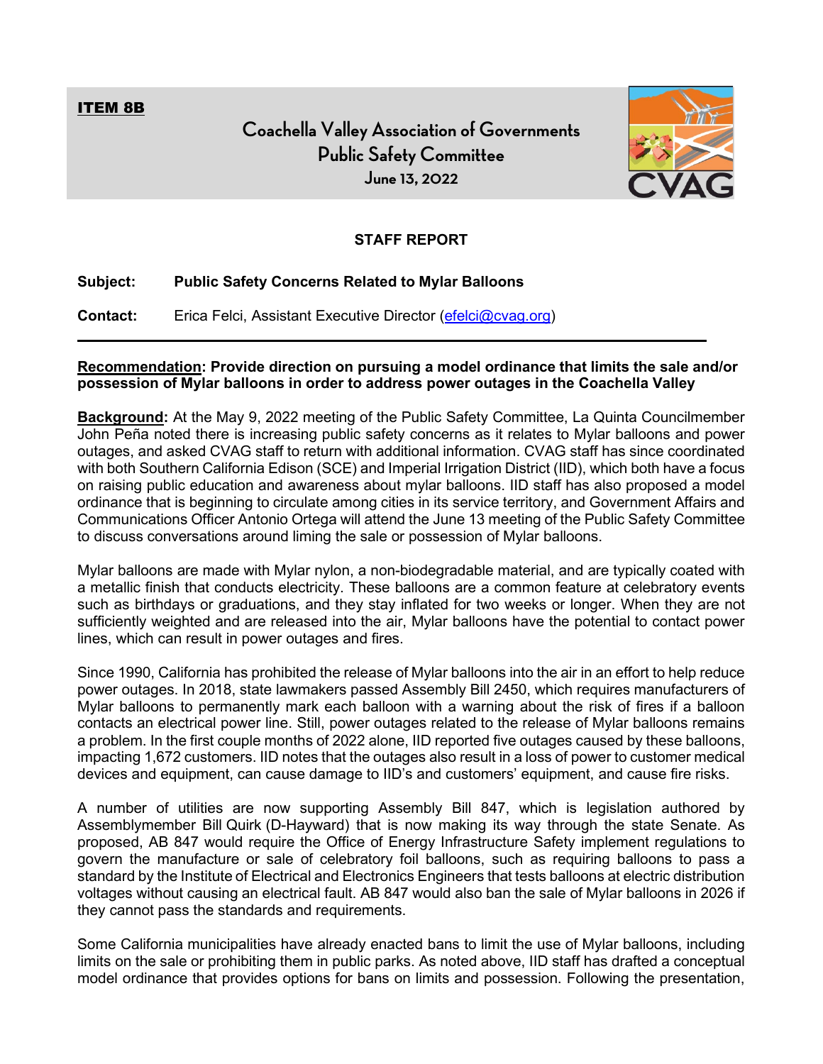**ITEM 8B**

# Coachella Valley Association of Governments
## Public Safety Committee
### June 13, 2022

**STAFF REPORT**

**Subject:** **Public Safety Concerns Related to Mylar Balloons**

**Contact:** Erica Felci, Assistant Executive Director (efelci@cvag.org)

---

**Recommendation: Provide direction on pursuing a model ordinance that limits the sale and/or possession of Mylar balloons in order to address power outages in the Coachella Valley**

**Background:** At the May 9, 2022 meeting of the Public Safety Committee, La Quinta Councilmember John Peña noted there is increasing public safety concerns as it relates to Mylar balloons and power outages, and asked CVAG staff to return with additional information. CVAG staff has since coordinated with both Southern California Edison (SCE) and Imperial Irrigation District (IID), which both have a focus on raising public education and awareness about mylar balloons. IID staff has also proposed a model ordinance that is beginning to circulate among cities in its service territory, and Government Affairs and Communications Officer Antonio Ortega will attend the June 13 meeting of the Public Safety Committee to discuss conversations around liming the sale or possession of Mylar balloons.

Mylar balloons are made with Mylar nylon, a non-biodegradable material, and are typically coated with a metallic finish that conducts electricity. These balloons are a common feature at celebratory events such as birthdays or graduations, and they stay inflated for two weeks or longer. When they are not sufficiently weighted and are released into the air, Mylar balloons have the potential to contact power lines, which can result in power outages and fires.

Since 1990, California has prohibited the release of Mylar balloons into the air in an effort to help reduce power outages. In 2018, state lawmakers passed Assembly Bill 2450, which requires manufacturers of Mylar balloons to permanently mark each balloon with a warning about the risk of fires if a balloon contacts an electrical power line. Still, power outages related to the release of Mylar balloons remains a problem. In the first couple months of 2022 alone, IID reported five outages caused by these balloons, impacting 1,672 customers. IID notes that the outages also result in a loss of power to customer medical devices and equipment, can cause damage to IID's and customers' equipment, and cause fire risks.

A number of utilities are now supporting Assembly Bill 847, which is legislation authored by Assemblymember Bill Quirk (D-Hayward) that is now making its way through the state Senate. As proposed, AB 847 would require the Office of Energy Infrastructure Safety implement regulations to govern the manufacture or sale of celebratory foil balloons, such as requiring balloons to pass a standard by the Institute of Electrical and Electronics Engineers that tests balloons at electric distribution voltages without causing an electrical fault. AB 847 would also ban the sale of Mylar balloons in 2026 if they cannot pass the standards and requirements.

Some California municipalities have already enacted bans to limit the use of Mylar balloons, including limits on the sale or prohibiting them in public parks. As noted above, IID staff has drafted a conceptual model ordinance that provides options for bans on limits and possession. Following the presentation,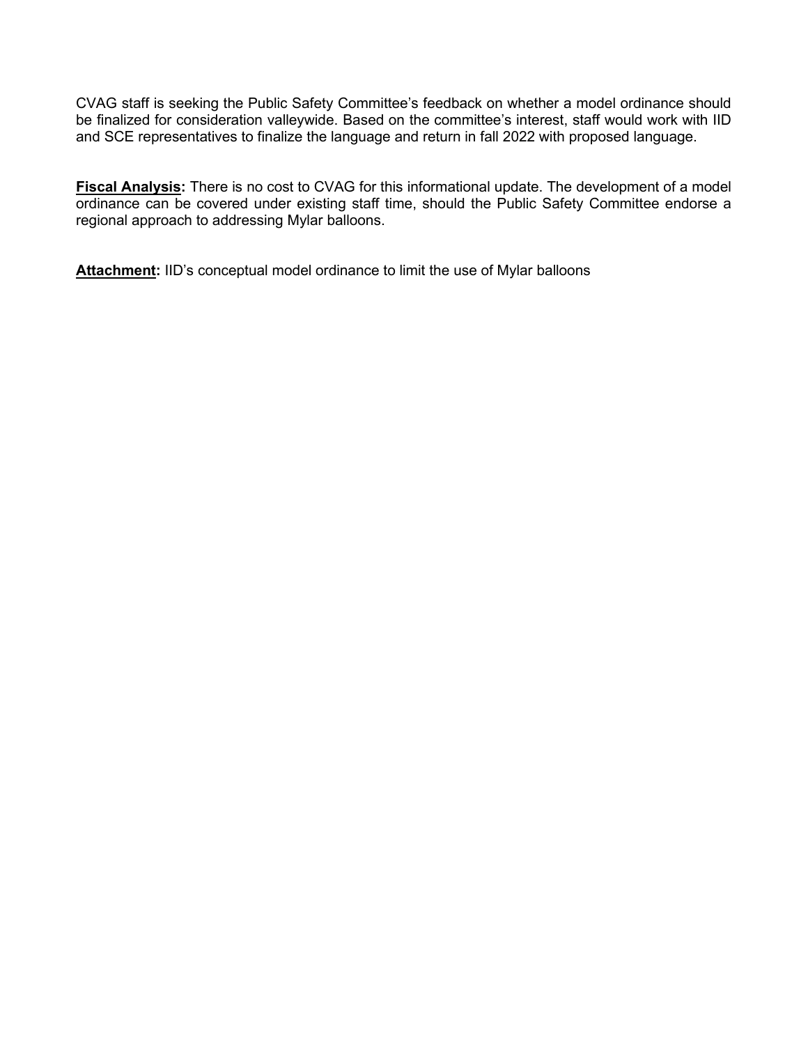CVAG staff is seeking the Public Safety Committee's feedback on whether a model ordinance should be finalized for consideration valleywide. Based on the committee's interest, staff would work with IID and SCE representatives to finalize the language and return in fall 2022 with proposed language.

**Fiscal Analysis:** There is no cost to CVAG for this informational update. The development of a model ordinance can be covered under existing staff time, should the Public Safety Committee endorse a regional approach to addressing Mylar balloons.

**Attachment:** IID's conceptual model ordinance to limit the use of Mylar balloons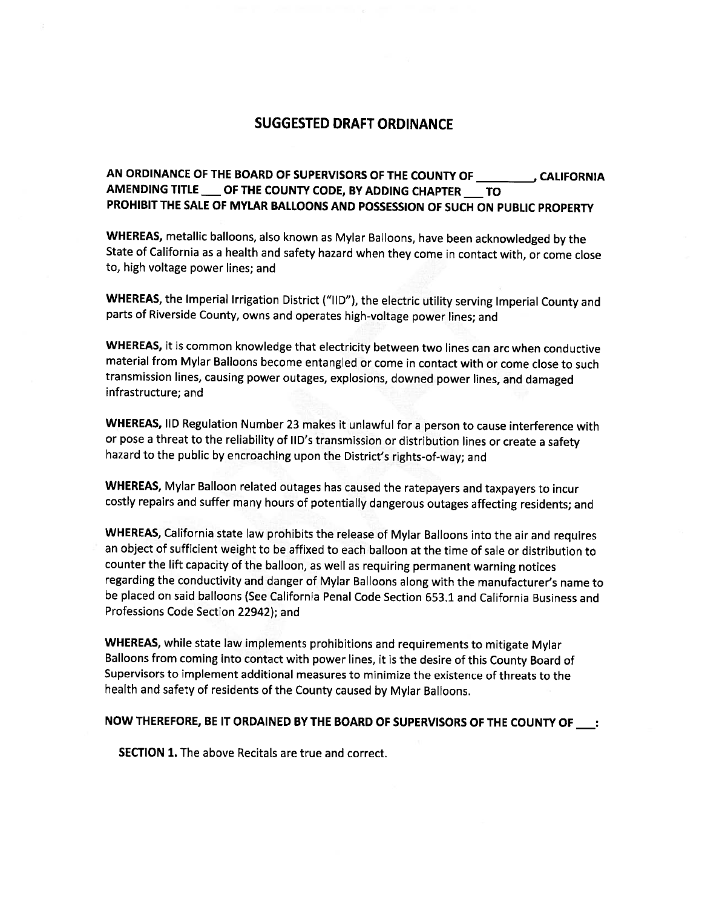# SUGGESTED DRAFT ORDINANCE

**AN ORDINANCE OF THE BOARD OF SUPERVISORS OF THE COUNTY OF _________, CALIFORNIA AMENDING TITLE ___ OF THE COUNTY CODE, BY ADDING CHAPTER ___ TO PROHIBIT THE SALE OF MYLAR BALLOONS AND POSSESSION OF SUCH ON PUBLIC PROPERTY**

**WHEREAS,** metallic balloons, also known as Mylar Balloons, have been acknowledged by the State of California as a health and safety hazard when they come in contact with, or come close to, high voltage power lines; and

**WHEREAS,** the Imperial Irrigation District ("IID"), the electric utility serving Imperial County and parts of Riverside County, owns and operates high-voltage power lines; and

**WHEREAS,** it is common knowledge that electricity between two lines can arc when conductive material from Mylar Balloons become entangled or come in contact with or come close to such transmission lines, causing power outages, explosions, downed power lines, and damaged infrastructure; and

**WHEREAS,** IID Regulation Number 23 makes it unlawful for a person to cause interference with or pose a threat to the reliability of IID's transmission or distribution lines or create a safety hazard to the public by encroaching upon the District's rights-of-way; and

**WHEREAS,** Mylar Balloon related outages has caused the ratepayers and taxpayers to incur costly repairs and suffer many hours of potentially dangerous outages affecting residents; and

**WHEREAS,** California state law prohibits the release of Mylar Balloons into the air and requires an object of sufficient weight to be affixed to each balloon at the time of sale or distribution to counter the lift capacity of the balloon, as well as requiring permanent warning notices regarding the conductivity and danger of Mylar Balloons along with the manufacturer's name to be placed on said balloons (See California Penal Code Section 653.1 and California Business and Professions Code Section 22942); and

**WHEREAS,** while state law implements prohibitions and requirements to mitigate Mylar Balloons from coming into contact with power lines, it is the desire of this County Board of Supervisors to implement additional measures to minimize the existence of threats to the health and safety of residents of the County caused by Mylar Balloons.

**NOW THEREFORE, BE IT ORDAINED BY THE BOARD OF SUPERVISORS OF THE COUNTY OF ___:**

**SECTION 1.** The above Recitals are true and correct.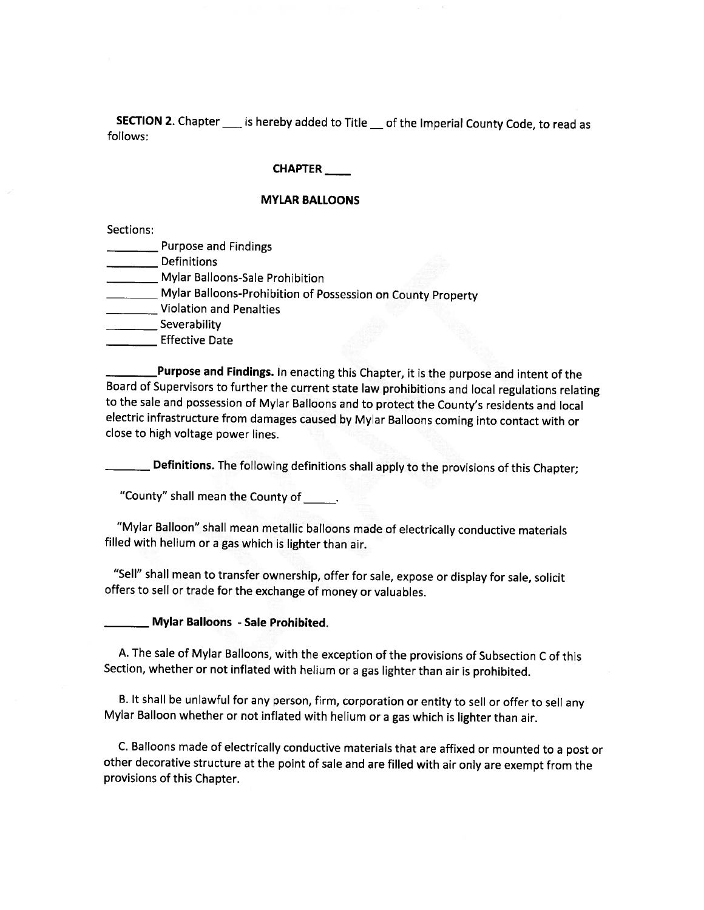**SECTION 2.** Chapter ___ is hereby added to Title __ of the Imperial County Code, to read as follows:

**CHAPTER ____**

**MYLAR BALLOONS**

Sections:

________ Purpose and Findings
________ Definitions
________ Mylar Balloons-Sale Prohibition
________ Mylar Balloons-Prohibition of Possession on County Property
________ Violation and Penalties
________ Severability
________ Effective Date

________**Purpose and Findings.** In enacting this Chapter, it is the purpose and intent of the Board of Supervisors to further the current state law prohibitions and local regulations relating to the sale and possession of Mylar Balloons and to protect the County's residents and local electric infrastructure from damages caused by Mylar Balloons coming into contact with or close to high voltage power lines.

_______ **Definitions.** The following definitions shall apply to the provisions of this Chapter;

"County" shall mean the County of _____.

"Mylar Balloon" shall mean metallic balloons made of electrically conductive materials filled with helium or a gas which is lighter than air.

"Sell" shall mean to transfer ownership, offer for sale, expose or display for sale, solicit offers to sell or trade for the exchange of money or valuables.

_______ **Mylar Balloons - Sale Prohibited.**

A. The sale of Mylar Balloons, with the exception of the provisions of Subsection C of this Section, whether or not inflated with helium or a gas lighter than air is prohibited.

B. It shall be unlawful for any person, firm, corporation or entity to sell or offer to sell any Mylar Balloon whether or not inflated with helium or a gas which is lighter than air.

C. Balloons made of electrically conductive materials that are affixed or mounted to a post or other decorative structure at the point of sale and are filled with air only are exempt from the provisions of this Chapter.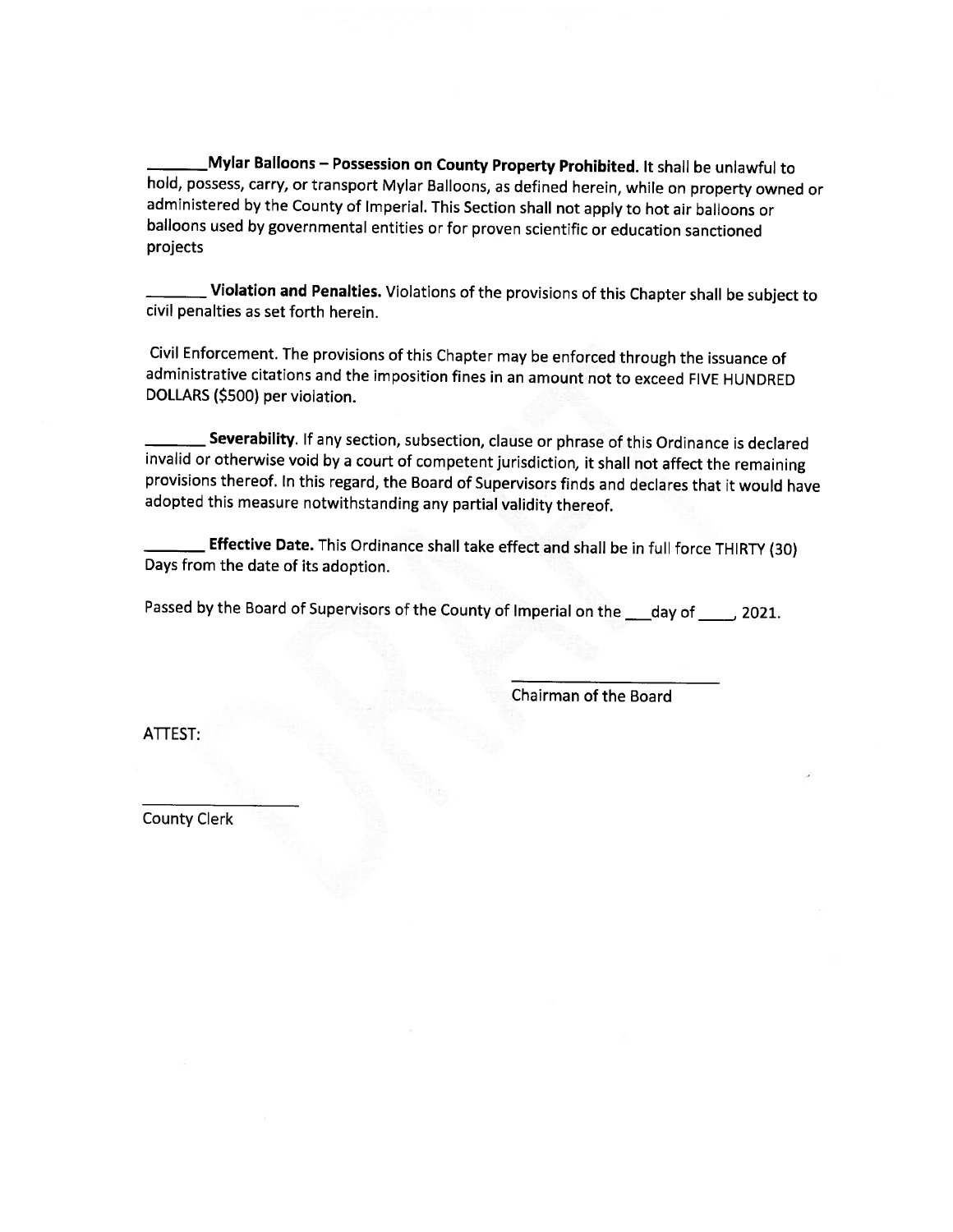_______**Mylar Balloons – Possession on County Property Prohibited.** It shall be unlawful to hold, possess, carry, or transport Mylar Balloons, as defined herein, while on property owned or administered by the County of Imperial. This Section shall not apply to hot air balloons or balloons used by governmental entities or for proven scientific or education sanctioned projects

_______ **Violation and Penalties.** Violations of the provisions of this Chapter shall be subject to civil penalties as set forth herein.

Civil Enforcement. The provisions of this Chapter may be enforced through the issuance of administrative citations and the imposition fines in an amount not to exceed FIVE HUNDRED DOLLARS ($500) per violation.

_______ **Severability**. If any section, subsection, clause or phrase of this Ordinance is declared invalid or otherwise void by a court of competent jurisdiction, it shall not affect the remaining provisions thereof. In this regard, the Board of Supervisors finds and declares that it would have adopted this measure notwithstanding any partial validity thereof.

_______ **Effective Date.** This Ordinance shall take effect and shall be in full force THIRTY (30) Days from the date of its adoption.

Passed by the Board of Supervisors of the County of Imperial on the ___day of ____, 2021.

_______________________
Chairman of the Board

ATTEST:

_________________
County Clerk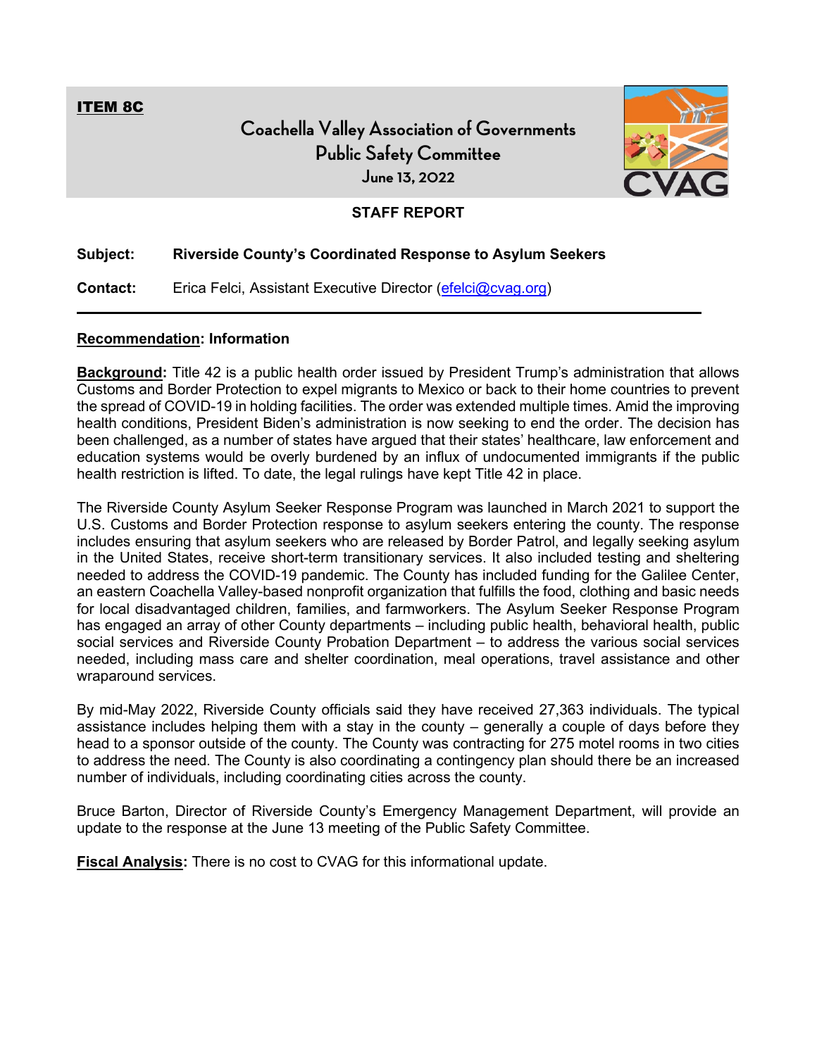**ITEM 8C**

# Coachella Valley Association of Governments
## Public Safety Committee
### June 13, 2022

**STAFF REPORT**

**Subject:** **Riverside County's Coordinated Response to Asylum Seekers**

**Contact:** Erica Felci, Assistant Executive Director (efelci@cvag.org)

---

**Recommendation: Information**

**Background:** Title 42 is a public health order issued by President Trump's administration that allows Customs and Border Protection to expel migrants to Mexico or back to their home countries to prevent the spread of COVID-19 in holding facilities. The order was extended multiple times. Amid the improving health conditions, President Biden's administration is now seeking to end the order. The decision has been challenged, as a number of states have argued that their states' healthcare, law enforcement and education systems would be overly burdened by an influx of undocumented immigrants if the public health restriction is lifted. To date, the legal rulings have kept Title 42 in place.

The Riverside County Asylum Seeker Response Program was launched in March 2021 to support the U.S. Customs and Border Protection response to asylum seekers entering the county. The response includes ensuring that asylum seekers who are released by Border Patrol, and legally seeking asylum in the United States, receive short-term transitionary services. It also included testing and sheltering needed to address the COVID-19 pandemic. The County has included funding for the Galilee Center, an eastern Coachella Valley-based nonprofit organization that fulfills the food, clothing and basic needs for local disadvantaged children, families, and farmworkers. The Asylum Seeker Response Program has engaged an array of other County departments – including public health, behavioral health, public social services and Riverside County Probation Department – to address the various social services needed, including mass care and shelter coordination, meal operations, travel assistance and other wraparound services.

By mid-May 2022, Riverside County officials said they have received 27,363 individuals. The typical assistance includes helping them with a stay in the county – generally a couple of days before they head to a sponsor outside of the county. The County was contracting for 275 motel rooms in two cities to address the need. The County is also coordinating a contingency plan should there be an increased number of individuals, including coordinating cities across the county.

Bruce Barton, Director of Riverside County's Emergency Management Department, will provide an update to the response at the June 13 meeting of the Public Safety Committee.

**Fiscal Analysis:** There is no cost to CVAG for this informational update.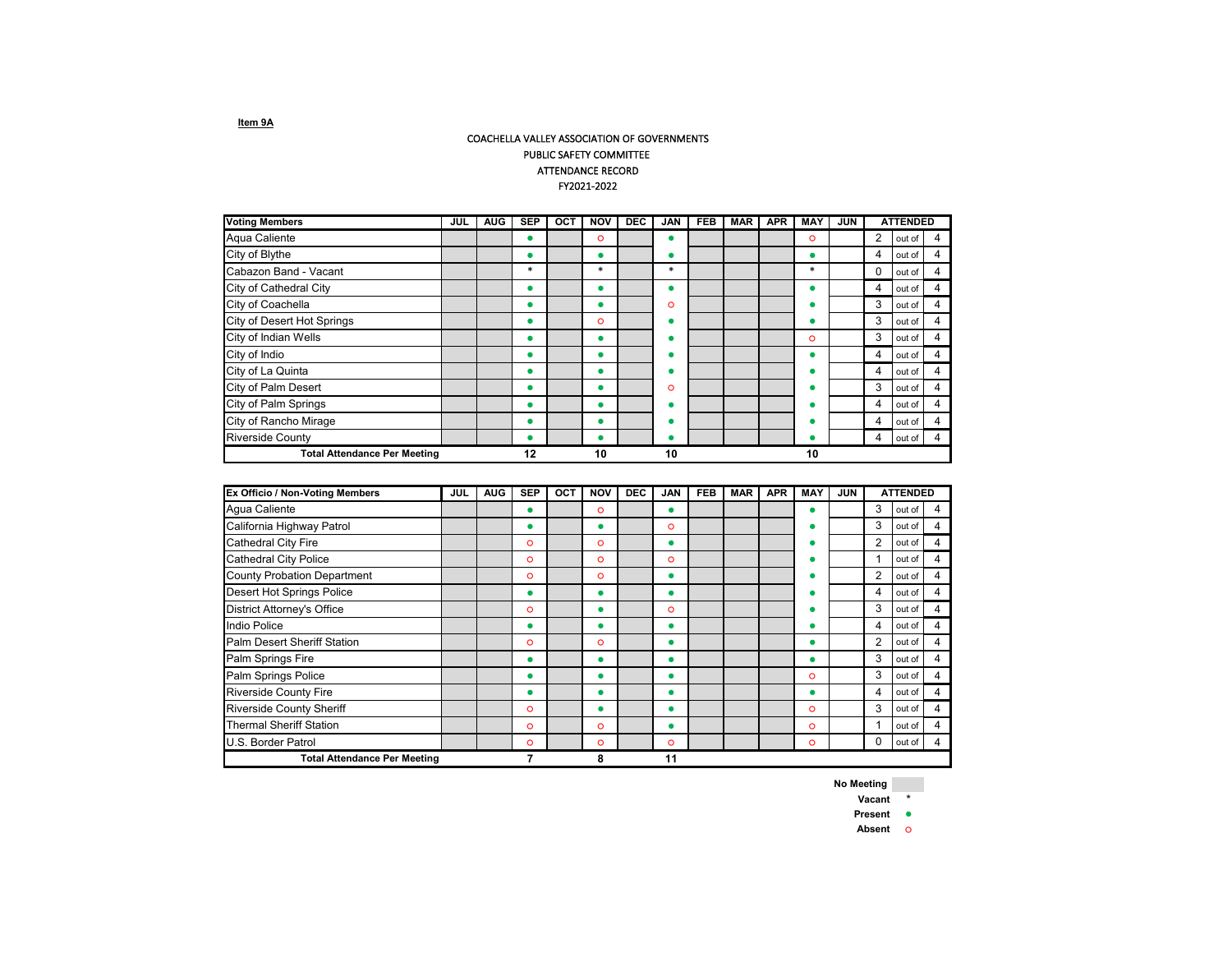**Item 9A**

COACHELLA VALLEY ASSOCIATION OF GOVERNMENTS

PUBLIC SAFETY COMMITTEE

ATTENDANCE RECORD

FY2021-2022

| Voting Members | JUL | AUG | SEP | OCT | NOV | DEC | JAN | FEB | MAR | APR | MAY | JUN | ATTENDED | | |
|---|---|---|---|---|---|---|---|---|---|---|---|---|---|---|---|
| Aqua Caliente | | | ● | | ○ | | ● | | | | ○ | | 2 | out of | 4 |
| City of Blythe | | | ● | | ● | | ● | | | | ● | | 4 | out of | 4 |
| Cabazon Band - Vacant | | | * | | * | | * | | | | * | | 0 | out of | 4 |
| City of Cathedral City | | | ● | | ● | | ● | | | | ● | | 4 | out of | 4 |
| City of Coachella | | | ● | | ● | | ○ | | | | ● | | 3 | out of | 4 |
| City of Desert Hot Springs | | | ● | | ○ | | ● | | | | ● | | 3 | out of | 4 |
| City of Indian Wells | | | ● | | ● | | ● | | | | ○ | | 3 | out of | 4 |
| City of Indio | | | ● | | ● | | ● | | | | ● | | 4 | out of | 4 |
| City of La Quinta | | | ● | | ● | | ● | | | | ● | | 4 | out of | 4 |
| City of Palm Desert | | | ● | | ● | | ○ | | | | ● | | 3 | out of | 4 |
| City of Palm Springs | | | ● | | ● | | ● | | | | ● | | 4 | out of | 4 |
| City of Rancho Mirage | | | ● | | ● | | ● | | | | ● | | 4 | out of | 4 |
| Riverside County | | | ● | | ● | | ● | | | | ● | | 4 | out of | 4 |
| **Total Attendance Per Meeting** | | | 12 | | 10 | | 10 | | | | 10 | | | | |

| Ex Officio / Non-Voting Members | JUL | AUG | SEP | OCT | NOV | DEC | JAN | FEB | MAR | APR | MAY | JUN | ATTENDED | | |
|---|---|---|---|---|---|---|---|---|---|---|---|---|---|---|---|
| Agua Caliente | | | ● | | ○ | | ● | | | | ● | | 3 | out of | 4 |
| California Highway Patrol | | | ● | | ● | | ○ | | | | ● | | 3 | out of | 4 |
| Cathedral City Fire | | | ○ | | ○ | | ● | | | | ● | | 2 | out of | 4 |
| Cathedral City Police | | | ○ | | ○ | | ○ | | | | ● | | 1 | out of | 4 |
| County Probation Department | | | ○ | | ○ | | ● | | | | ● | | 2 | out of | 4 |
| Desert Hot Springs Police | | | ● | | ● | | ● | | | | ● | | 4 | out of | 4 |
| District Attorney's Office | | | ○ | | ● | | ○ | | | | ● | | 3 | out of | 4 |
| Indio Police | | | ● | | ● | | ● | | | | ● | | 4 | out of | 4 |
| Palm Desert Sheriff Station | | | ○ | | ○ | | ● | | | | ● | | 2 | out of | 4 |
| Palm Springs Fire | | | ● | | ● | | ● | | | | ● | | 3 | out of | 4 |
| Palm Springs Police | | | ● | | ● | | ● | | | | ○ | | 3 | out of | 4 |
| Riverside County Fire | | | ● | | ● | | ● | | | | ● | | 4 | out of | 4 |
| Riverside County Sheriff | | | ○ | | ● | | ● | | | | ○ | | 3 | out of | 4 |
| Thermal Sheriff Station | | | ○ | | ○ | | ● | | | | ○ | | 1 | out of | 4 |
| U.S. Border Patrol | | | ○ | | ○ | | ○ | | | | ○ | | 0 | out of | 4 |
| **Total Attendance Per Meeting** | | | 7 | | 8 | | 11 | | | | | | | | |

**No Meeting** (shaded)
**Vacant** *
**Present** ●
**Absent** ○